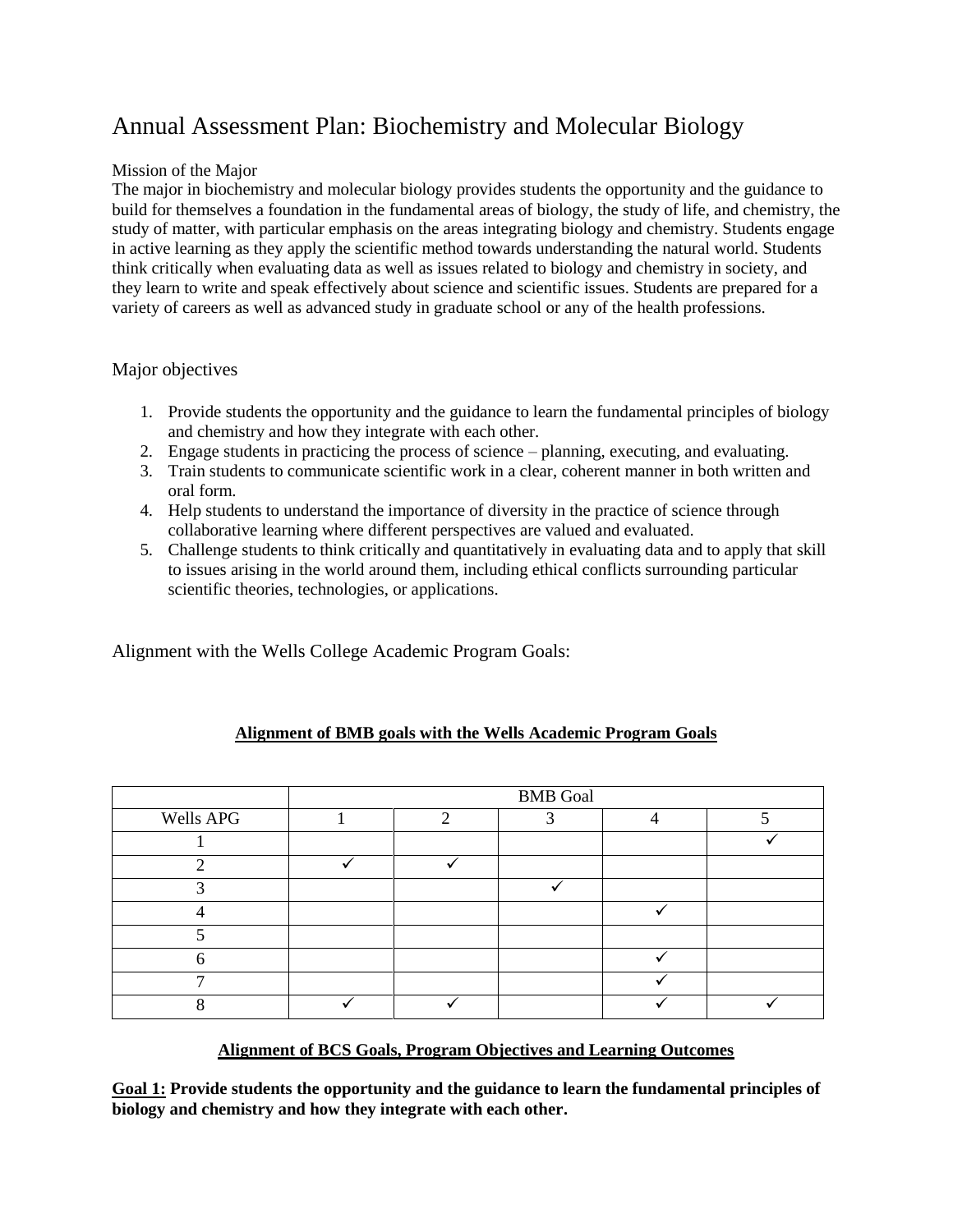# Annual Assessment Plan: Biochemistry and Molecular Biology

Mission of the Major

The major in biochemistry and molecular biology provides students the opportunity and the guidance to build for themselves a foundation in the fundamental areas of biology, the study of life, and chemistry, the study of matter, with particular emphasis on the areas integrating biology and chemistry. Students engage in active learning as they apply the scientific method towards understanding the natural world. Students think critically when evaluating data as well as issues related to biology and chemistry in society, and they learn to write and speak effectively about science and scientific issues. Students are prepared for a variety of careers as well as advanced study in graduate school or any of the health professions.

## Major objectives

1. Provide students the opportunity and the guidance to learn the fundamental principles of biology and chemistry and how they integrate with each other.
2. Engage students in practicing the process of science – planning, executing, and evaluating.
3. Train students to communicate scientific work in a clear, coherent manner in both written and oral form.
4. Help students to understand the importance of diversity in the practice of science through collaborative learning where different perspectives are valued and evaluated.
5. Challenge students to think critically and quantitatively in evaluating data and to apply that skill to issues arising in the world around them, including ethical conflicts surrounding particular scientific theories, technologies, or applications.

## Alignment with the Wells College Academic Program Goals:

**Alignment of BMB goals with the Wells Academic Program Goals**

| | BMB Goal | | | | |
|---|---|---|---|---|---|
| Wells APG | 1 | 2 | 3 | 4 | 5 |
| 1 | | | | | ✓ |
| 2 | ✓ | ✓ | | | |
| 3 | | | ✓ | | |
| 4 | | | | ✓ | |
| 5 | | | | | |
| 6 | | | | ✓ | |
| 7 | | | | ✓ | |
| 8 | ✓ | ✓ | | ✓ | ✓ |

**Alignment of BCS Goals, Program Objectives and Learning Outcomes**

**Goal 1: Provide students the opportunity and the guidance to learn the fundamental principles of biology and chemistry and how they integrate with each other.**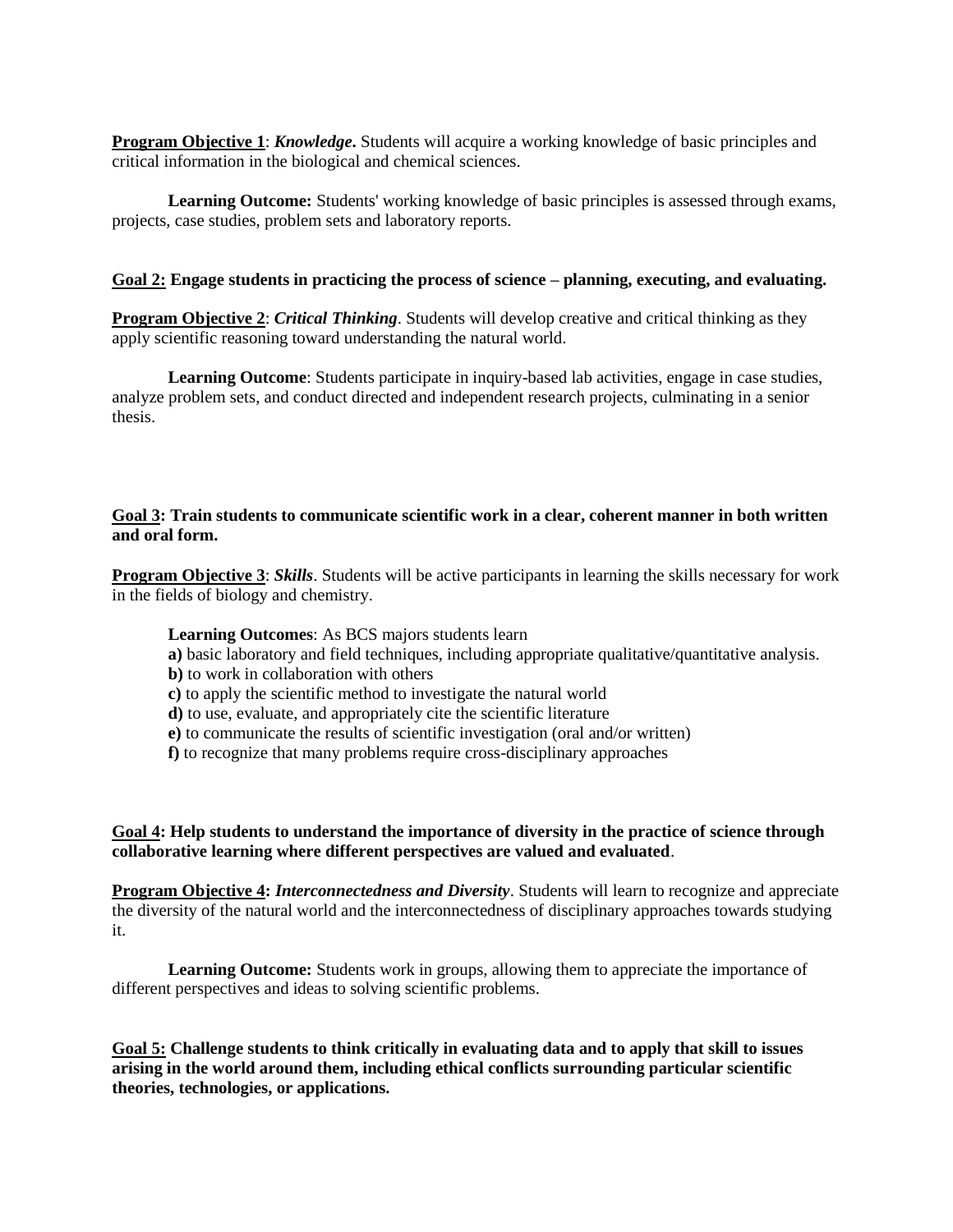**Program Objective 1**: ***Knowledge*****.** Students will acquire a working knowledge of basic principles and critical information in the biological and chemical sciences.

**Learning Outcome:** Students' working knowledge of basic principles is assessed through exams, projects, case studies, problem sets and laboratory reports.

**Goal 2: Engage students in practicing the process of science – planning, executing, and evaluating.**

**Program Objective 2**: ***Critical Thinking***. Students will develop creative and critical thinking as they apply scientific reasoning toward understanding the natural world.

**Learning Outcome**: Students participate in inquiry-based lab activities, engage in case studies, analyze problem sets, and conduct directed and independent research projects, culminating in a senior thesis.

**Goal 3: Train students to communicate scientific work in a clear, coherent manner in both written and oral form.**

**Program Objective 3**: ***Skills***. Students will be active participants in learning the skills necessary for work in the fields of biology and chemistry.

**Learning Outcomes**: As BCS majors students learn

**a)** basic laboratory and field techniques, including appropriate qualitative/quantitative analysis.
**b)** to work in collaboration with others
**c)** to apply the scientific method to investigate the natural world
**d)** to use, evaluate, and appropriately cite the scientific literature
**e)** to communicate the results of scientific investigation (oral and/or written)
**f)** to recognize that many problems require cross-disciplinary approaches

**Goal 4: Help students to understand the importance of diversity in the practice of science through collaborative learning where different perspectives are valued and evaluated**.

**Program Objective 4:** ***Interconnectedness and Diversity***. Students will learn to recognize and appreciate the diversity of the natural world and the interconnectedness of disciplinary approaches towards studying it.

**Learning Outcome:** Students work in groups, allowing them to appreciate the importance of different perspectives and ideas to solving scientific problems.

**Goal 5: Challenge students to think critically in evaluating data and to apply that skill to issues arising in the world around them, including ethical conflicts surrounding particular scientific theories, technologies, or applications.**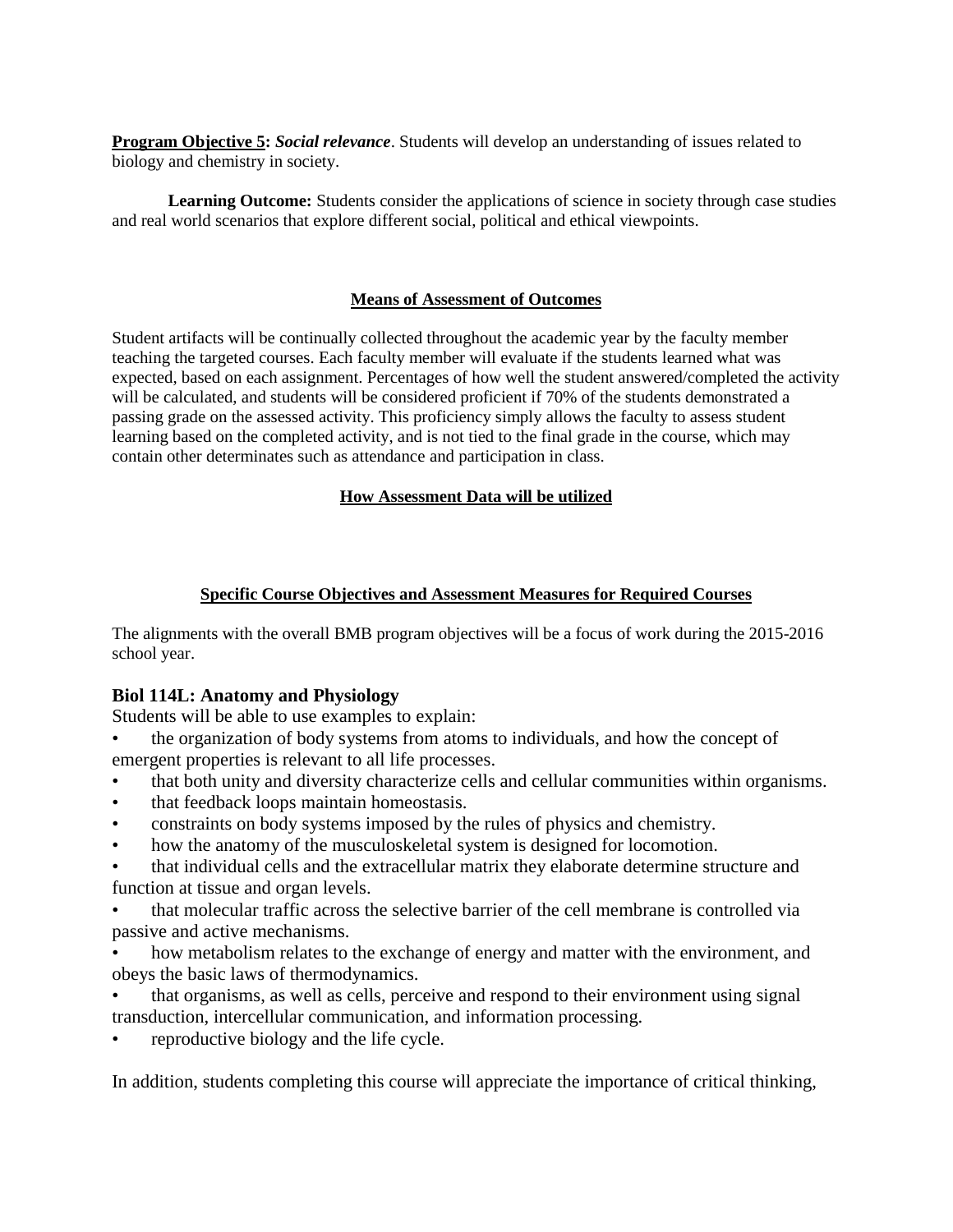**Program Objective 5:** ***Social relevance***. Students will develop an understanding of issues related to biology and chemistry in society.

**Learning Outcome:** Students consider the applications of science in society through case studies and real world scenarios that explore different social, political and ethical viewpoints.

## Means of Assessment of Outcomes

Student artifacts will be continually collected throughout the academic year by the faculty member teaching the targeted courses. Each faculty member will evaluate if the students learned what was expected, based on each assignment. Percentages of how well the student answered/completed the activity will be calculated, and students will be considered proficient if 70% of the students demonstrated a passing grade on the assessed activity. This proficiency simply allows the faculty to assess student learning based on the completed activity, and is not tied to the final grade in the course, which may contain other determinates such as attendance and participation in class.

## How Assessment Data will be utilized

## Specific Course Objectives and Assessment Measures for Required Courses

The alignments with the overall BMB program objectives will be a focus of work during the 2015-2016 school year.

### Biol 114L: Anatomy and Physiology

Students will be able to use examples to explain:

- the organization of body systems from atoms to individuals, and how the concept of emergent properties is relevant to all life processes.
- that both unity and diversity characterize cells and cellular communities within organisms.
- that feedback loops maintain homeostasis.
- constraints on body systems imposed by the rules of physics and chemistry.
- how the anatomy of the musculoskeletal system is designed for locomotion.
- that individual cells and the extracellular matrix they elaborate determine structure and function at tissue and organ levels.
- that molecular traffic across the selective barrier of the cell membrane is controlled via passive and active mechanisms.
- how metabolism relates to the exchange of energy and matter with the environment, and obeys the basic laws of thermodynamics.
- that organisms, as well as cells, perceive and respond to their environment using signal transduction, intercellular communication, and information processing.
- reproductive biology and the life cycle.

In addition, students completing this course will appreciate the importance of critical thinking,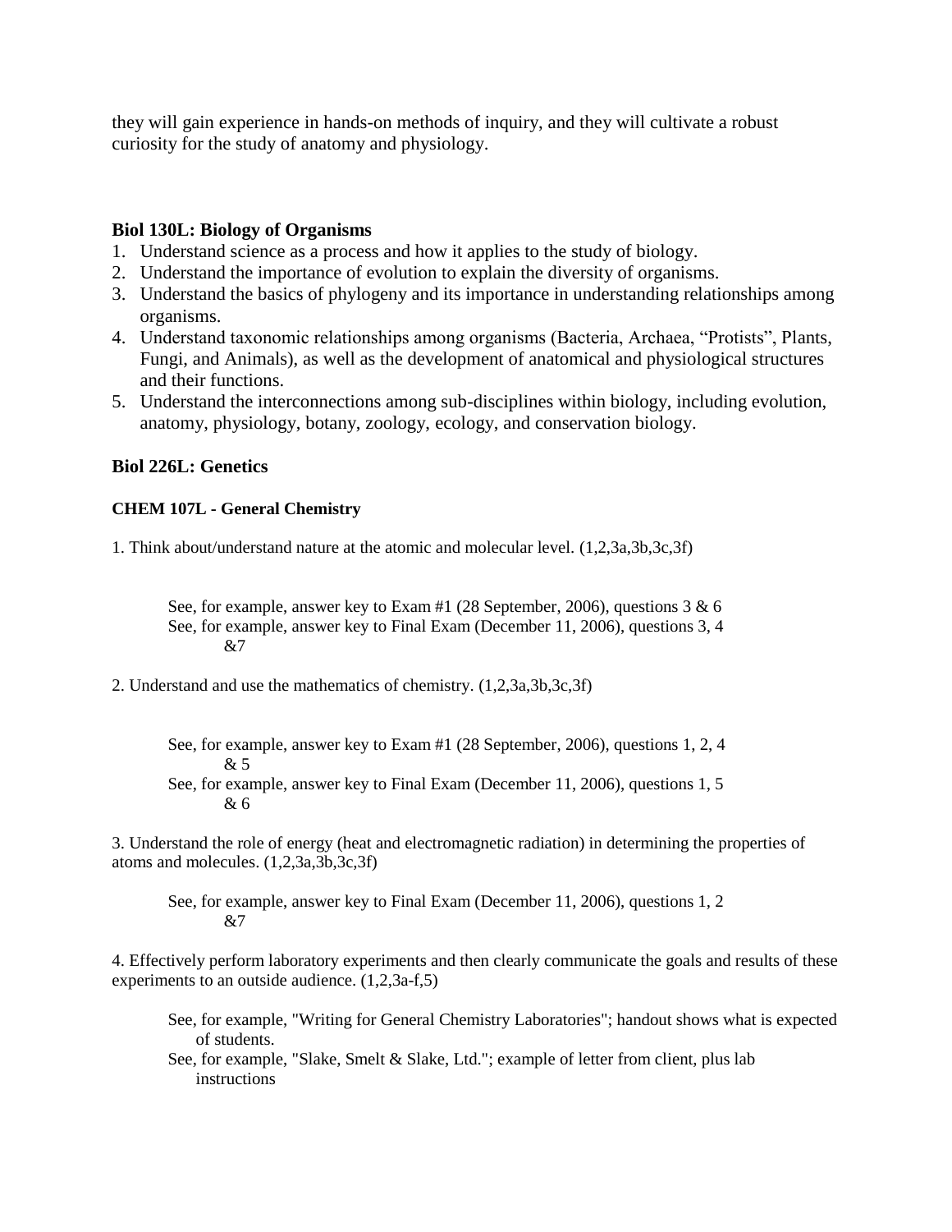they will gain experience in hands-on methods of inquiry, and they will cultivate a robust curiosity for the study of anatomy and physiology.

### Biol 130L: Biology of Organisms

1. Understand science as a process and how it applies to the study of biology.
2. Understand the importance of evolution to explain the diversity of organisms.
3. Understand the basics of phylogeny and its importance in understanding relationships among organisms.
4. Understand taxonomic relationships among organisms (Bacteria, Archaea, "Protists", Plants, Fungi, and Animals), as well as the development of anatomical and physiological structures and their functions.
5. Understand the interconnections among sub-disciplines within biology, including evolution, anatomy, physiology, botany, zoology, ecology, and conservation biology.

### Biol 226L: Genetics

#### CHEM 107L - General Chemistry

1. Think about/understand nature at the atomic and molecular level. (1,2,3a,3b,3c,3f)

   See, for example, answer key to Exam #1 (28 September, 2006), questions 3 & 6
   See, for example, answer key to Final Exam (December 11, 2006), questions 3, 4 &7

2. Understand and use the mathematics of chemistry. (1,2,3a,3b,3c,3f)

   See, for example, answer key to Exam #1 (28 September, 2006), questions 1, 2, 4 & 5
   See, for example, answer key to Final Exam (December 11, 2006), questions 1, 5 & 6

3. Understand the role of energy (heat and electromagnetic radiation) in determining the properties of atoms and molecules. (1,2,3a,3b,3c,3f)

   See, for example, answer key to Final Exam (December 11, 2006), questions 1, 2 &7

4. Effectively perform laboratory experiments and then clearly communicate the goals and results of these experiments to an outside audience. (1,2,3a-f,5)

   See, for example, "Writing for General Chemistry Laboratories"; handout shows what is expected of students.
   See, for example, "Slake, Smelt & Slake, Ltd."; example of letter from client, plus lab instructions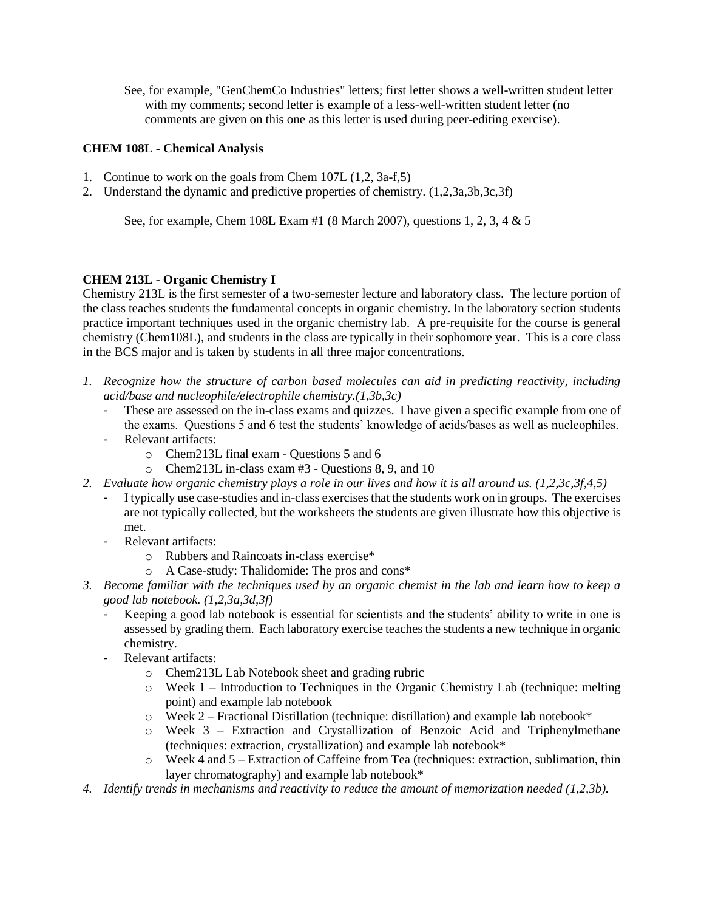See, for example, "GenChemCo Industries" letters; first letter shows a well-written student letter with my comments; second letter is example of a less-well-written student letter (no comments are given on this one as this letter is used during peer-editing exercise).

**CHEM 108L - Chemical Analysis**

1. Continue to work on the goals from Chem 107L (1,2, 3a-f,5)
2. Understand the dynamic and predictive properties of chemistry. (1,2,3a,3b,3c,3f)

   See, for example, Chem 108L Exam #1 (8 March 2007), questions 1, 2, 3, 4 & 5

**CHEM 213L - Organic Chemistry I**

Chemistry 213L is the first semester of a two-semester lecture and laboratory class. The lecture portion of the class teaches students the fundamental concepts in organic chemistry. In the laboratory section students practice important techniques used in the organic chemistry lab. A pre-requisite for the course is general chemistry (Chem108L), and students in the class are typically in their sophomore year. This is a core class in the BCS major and is taken by students in all three major concentrations.

1. *Recognize how the structure of carbon based molecules can aid in predicting reactivity, including acid/base and nucleophile/electrophile chemistry.(1,3b,3c)*
   - These are assessed on the in-class exams and quizzes. I have given a specific example from one of the exams. Questions 5 and 6 test the students' knowledge of acids/bases as well as nucleophiles.
   - Relevant artifacts:
     - Chem213L final exam - Questions 5 and 6
     - Chem213L in-class exam #3 - Questions 8, 9, and 10
2. *Evaluate how organic chemistry plays a role in our lives and how it is all around us. (1,2,3c,3f,4,5)*
   - I typically use case-studies and in-class exercises that the students work on in groups. The exercises are not typically collected, but the worksheets the students are given illustrate how this objective is met.
   - Relevant artifacts:
     - Rubbers and Raincoats in-class exercise*
     - A Case-study: Thalidomide: The pros and cons*
3. *Become familiar with the techniques used by an organic chemist in the lab and learn how to keep a good lab notebook. (1,2,3a,3d,3f)*
   - Keeping a good lab notebook is essential for scientists and the students' ability to write in one is assessed by grading them. Each laboratory exercise teaches the students a new technique in organic chemistry.
   - Relevant artifacts:
     - Chem213L Lab Notebook sheet and grading rubric
     - Week 1 – Introduction to Techniques in the Organic Chemistry Lab (technique: melting point) and example lab notebook
     - Week 2 – Fractional Distillation (technique: distillation) and example lab notebook*
     - Week 3 – Extraction and Crystallization of Benzoic Acid and Triphenylmethane (techniques: extraction, crystallization) and example lab notebook*
     - Week 4 and 5 – Extraction of Caffeine from Tea (techniques: extraction, sublimation, thin layer chromatography) and example lab notebook*
4. *Identify trends in mechanisms and reactivity to reduce the amount of memorization needed (1,2,3b).*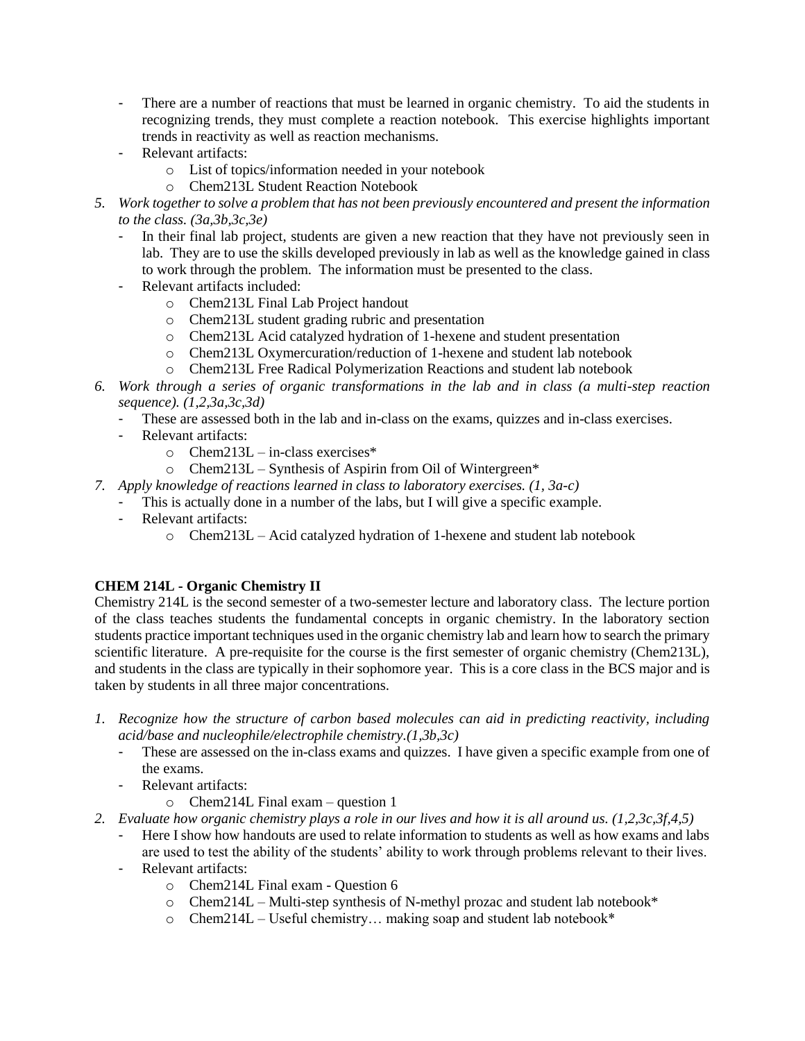- There are a number of reactions that must be learned in organic chemistry. To aid the students in recognizing trends, they must complete a reaction notebook. This exercise highlights important trends in reactivity as well as reaction mechanisms.
- Relevant artifacts:
    - List of topics/information needed in your notebook
    - Chem213L Student Reaction Notebook

5. *Work together to solve a problem that has not been previously encountered and present the information to the class. (3a,3b,3c,3e)*
    - In their final lab project, students are given a new reaction that they have not previously seen in lab. They are to use the skills developed previously in lab as well as the knowledge gained in class to work through the problem. The information must be presented to the class.
    - Relevant artifacts included:
        - Chem213L Final Lab Project handout
        - Chem213L student grading rubric and presentation
        - Chem213L Acid catalyzed hydration of 1-hexene and student presentation
        - Chem213L Oxymercuration/reduction of 1-hexene and student lab notebook
        - Chem213L Free Radical Polymerization Reactions and student lab notebook
6. *Work through a series of organic transformations in the lab and in class (a multi-step reaction sequence). (1,2,3a,3c,3d)*
    - These are assessed both in the lab and in-class on the exams, quizzes and in-class exercises.
    - Relevant artifacts:
        - Chem213L – in-class exercises*
        - Chem213L – Synthesis of Aspirin from Oil of Wintergreen*
7. *Apply knowledge of reactions learned in class to laboratory exercises. (1, 3a-c)*
    - This is actually done in a number of the labs, but I will give a specific example.
    - Relevant artifacts:
        - Chem213L – Acid catalyzed hydration of 1-hexene and student lab notebook

**CHEM 214L - Organic Chemistry II**

Chemistry 214L is the second semester of a two-semester lecture and laboratory class. The lecture portion of the class teaches students the fundamental concepts in organic chemistry. In the laboratory section students practice important techniques used in the organic chemistry lab and learn how to search the primary scientific literature. A pre-requisite for the course is the first semester of organic chemistry (Chem213L), and students in the class are typically in their sophomore year. This is a core class in the BCS major and is taken by students in all three major concentrations.

1. *Recognize how the structure of carbon based molecules can aid in predicting reactivity, including acid/base and nucleophile/electrophile chemistry.(1,3b,3c)*
    - These are assessed on the in-class exams and quizzes. I have given a specific example from one of the exams.
    - Relevant artifacts:
        - Chem214L Final exam – question 1
2. *Evaluate how organic chemistry plays a role in our lives and how it is all around us. (1,2,3c,3f,4,5)*
    - Here I show how handouts are used to relate information to students as well as how exams and labs are used to test the ability of the students' ability to work through problems relevant to their lives.
    - Relevant artifacts:
        - Chem214L Final exam - Question 6
        - Chem214L – Multi-step synthesis of N-methyl prozac and student lab notebook*
        - Chem214L – Useful chemistry… making soap and student lab notebook*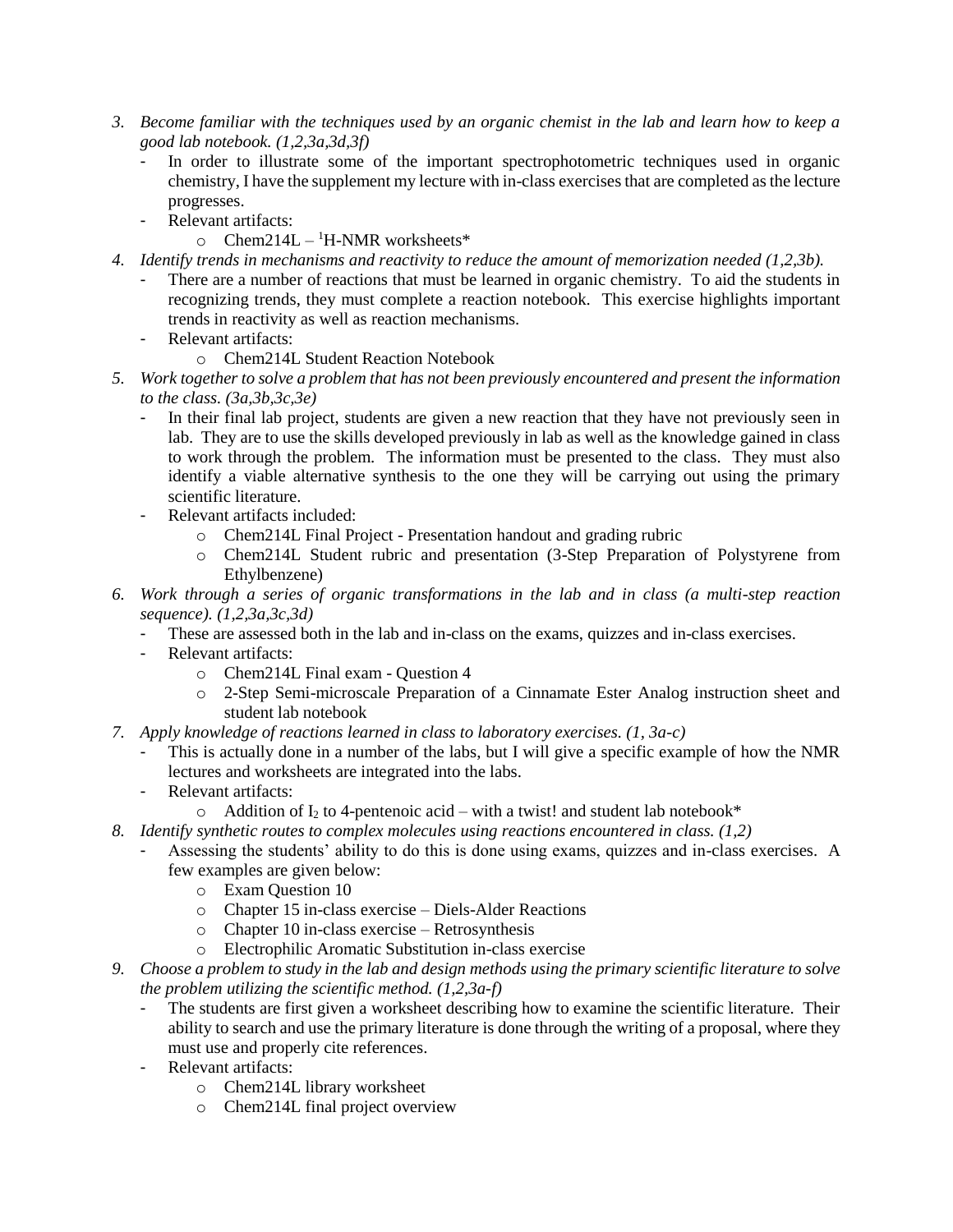3. *Become familiar with the techniques used by an organic chemist in the lab and learn how to keep a good lab notebook. (1,2,3a,3d,3f)*
   - In order to illustrate some of the important spectrophotometric techniques used in organic chemistry, I have the supplement my lecture with in-class exercises that are completed as the lecture progresses.
   - Relevant artifacts:
     - Chem214L – $^{1}$H-NMR worksheets*
4. *Identify trends in mechanisms and reactivity to reduce the amount of memorization needed (1,2,3b).*
   - There are a number of reactions that must be learned in organic chemistry. To aid the students in recognizing trends, they must complete a reaction notebook. This exercise highlights important trends in reactivity as well as reaction mechanisms.
   - Relevant artifacts:
     - Chem214L Student Reaction Notebook
5. *Work together to solve a problem that has not been previously encountered and present the information to the class. (3a,3b,3c,3e)*
   - In their final lab project, students are given a new reaction that they have not previously seen in lab. They are to use the skills developed previously in lab as well as the knowledge gained in class to work through the problem. The information must be presented to the class. They must also identify a viable alternative synthesis to the one they will be carrying out using the primary scientific literature.
   - Relevant artifacts included:
     - Chem214L Final Project - Presentation handout and grading rubric
     - Chem214L Student rubric and presentation (3-Step Preparation of Polystyrene from Ethylbenzene)
6. *Work through a series of organic transformations in the lab and in class (a multi-step reaction sequence). (1,2,3a,3c,3d)*
   - These are assessed both in the lab and in-class on the exams, quizzes and in-class exercises.
   - Relevant artifacts:
     - Chem214L Final exam - Question 4
     - 2-Step Semi-microscale Preparation of a Cinnamate Ester Analog instruction sheet and student lab notebook
7. *Apply knowledge of reactions learned in class to laboratory exercises. (1, 3a-c)*
   - This is actually done in a number of the labs, but I will give a specific example of how the NMR lectures and worksheets are integrated into the labs.
   - Relevant artifacts:
     - Addition of $I_2$ to 4-pentenoic acid – with a twist! and student lab notebook*
8. *Identify synthetic routes to complex molecules using reactions encountered in class. (1,2)*
   - Assessing the students' ability to do this is done using exams, quizzes and in-class exercises. A few examples are given below:
     - Exam Question 10
     - Chapter 15 in-class exercise – Diels-Alder Reactions
     - Chapter 10 in-class exercise – Retrosynthesis
     - Electrophilic Aromatic Substitution in-class exercise
9. *Choose a problem to study in the lab and design methods using the primary scientific literature to solve the problem utilizing the scientific method. (1,2,3a-f)*
   - The students are first given a worksheet describing how to examine the scientific literature. Their ability to search and use the primary literature is done through the writing of a proposal, where they must use and properly cite references.
   - Relevant artifacts:
     - Chem214L library worksheet
     - Chem214L final project overview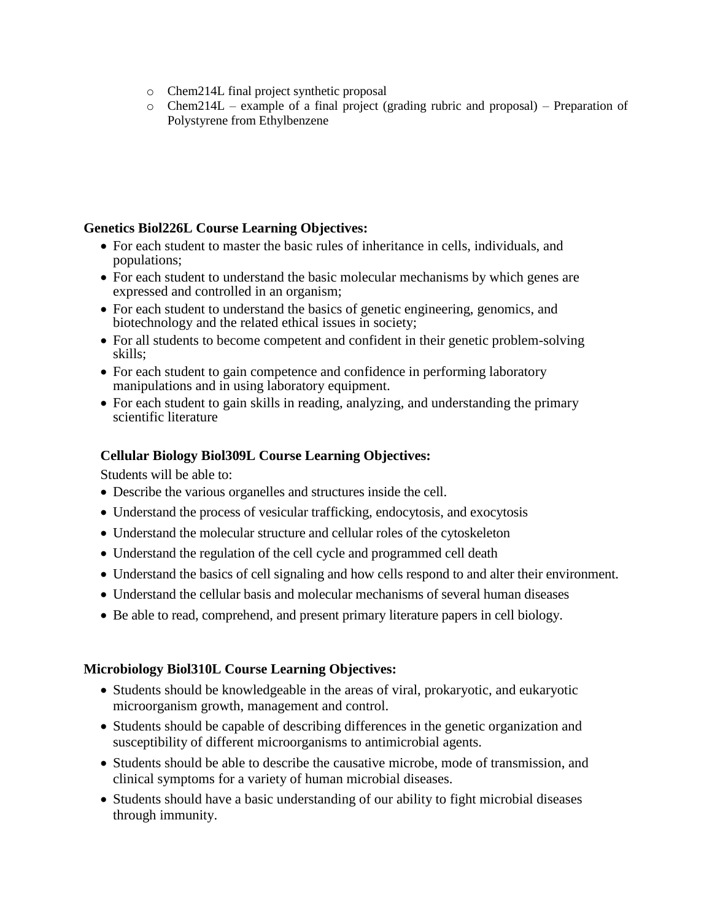- Chem214L final project synthetic proposal
- Chem214L – example of a final project (grading rubric and proposal) – Preparation of Polystyrene from Ethylbenzene

**Genetics Biol226L Course Learning Objectives:**

- For each student to master the basic rules of inheritance in cells, individuals, and populations;
- For each student to understand the basic molecular mechanisms by which genes are expressed and controlled in an organism;
- For each student to understand the basics of genetic engineering, genomics, and biotechnology and the related ethical issues in society;
- For all students to become competent and confident in their genetic problem-solving skills;
- For each student to gain competence and confidence in performing laboratory manipulations and in using laboratory equipment.
- For each student to gain skills in reading, analyzing, and understanding the primary scientific literature

**Cellular Biology Biol309L Course Learning Objectives:**

Students will be able to:

- Describe the various organelles and structures inside the cell.
- Understand the process of vesicular trafficking, endocytosis, and exocytosis
- Understand the molecular structure and cellular roles of the cytoskeleton
- Understand the regulation of the cell cycle and programmed cell death
- Understand the basics of cell signaling and how cells respond to and alter their environment.
- Understand the cellular basis and molecular mechanisms of several human diseases
- Be able to read, comprehend, and present primary literature papers in cell biology.

**Microbiology Biol310L Course Learning Objectives:**

- Students should be knowledgeable in the areas of viral, prokaryotic, and eukaryotic microorganism growth, management and control.
- Students should be capable of describing differences in the genetic organization and susceptibility of different microorganisms to antimicrobial agents.
- Students should be able to describe the causative microbe, mode of transmission, and clinical symptoms for a variety of human microbial diseases.
- Students should have a basic understanding of our ability to fight microbial diseases through immunity.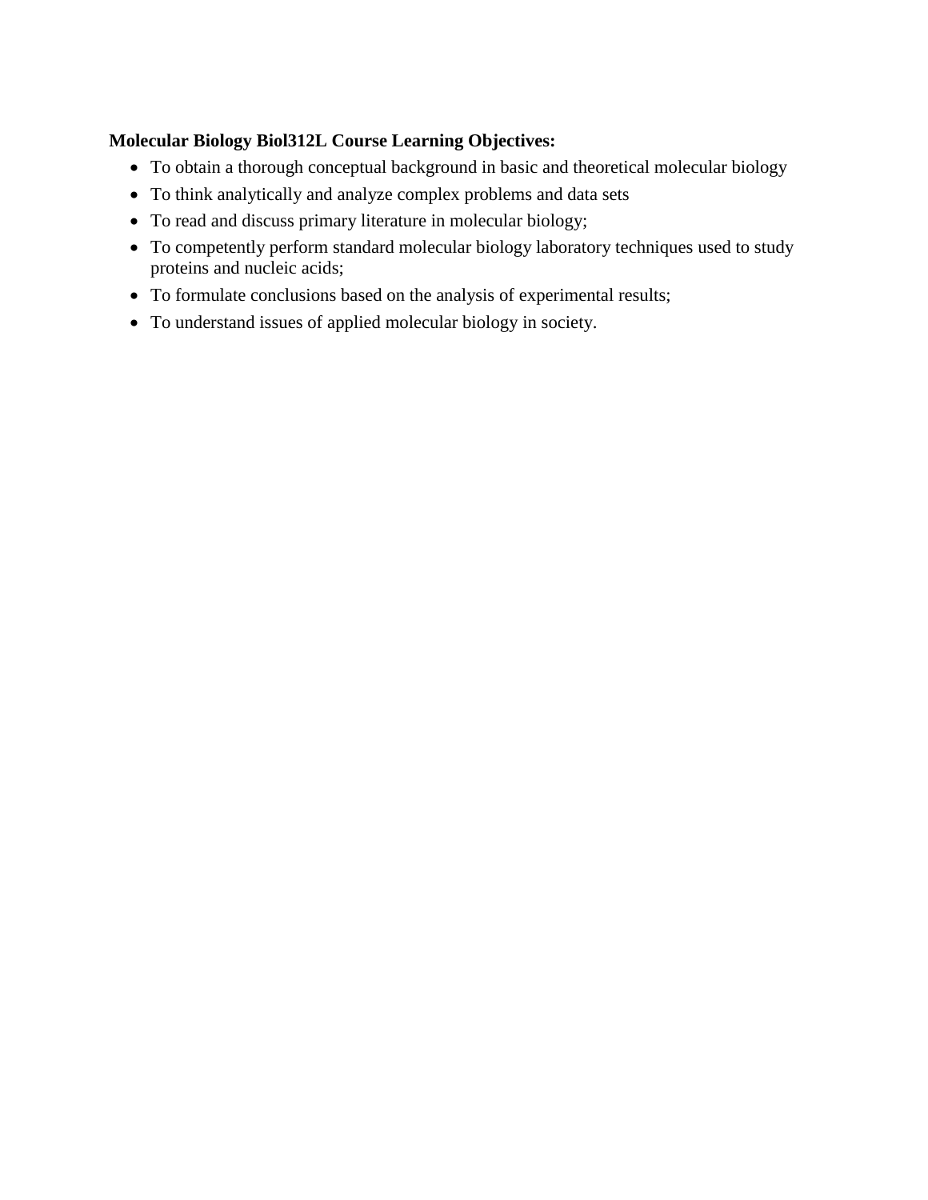**Molecular Biology Biol312L Course Learning Objectives:**

- To obtain a thorough conceptual background in basic and theoretical molecular biology
- To think analytically and analyze complex problems and data sets
- To read and discuss primary literature in molecular biology;
- To competently perform standard molecular biology laboratory techniques used to study proteins and nucleic acids;
- To formulate conclusions based on the analysis of experimental results;
- To understand issues of applied molecular biology in society.